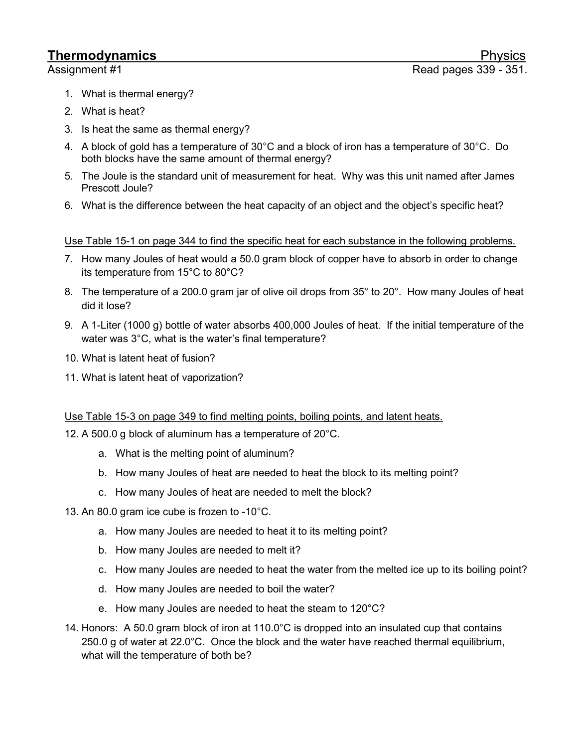# Thermodynamics — Physics

Assignment #1 — Read pages 339 - 351.

1. What is thermal energy?
2. What is heat?
3. Is heat the same as thermal energy?
4. A block of gold has a temperature of 30°C and a block of iron has a temperature of 30°C. Do both blocks have the same amount of thermal energy?
5. The Joule is the standard unit of measurement for heat. Why was this unit named after James Prescott Joule?
6. What is the difference between the heat capacity of an object and the object's specific heat?

Use Table 15-1 on page 344 to find the specific heat for each substance in the following problems.

7. How many Joules of heat would a 50.0 gram block of copper have to absorb in order to change its temperature from 15°C to 80°C?
8. The temperature of a 200.0 gram jar of olive oil drops from 35° to 20°. How many Joules of heat did it lose?
9. A 1-Liter (1000 g) bottle of water absorbs 400,000 Joules of heat. If the initial temperature of the water was 3°C, what is the water's final temperature?
10. What is latent heat of fusion?
11. What is latent heat of vaporization?

Use Table 15-3 on page 349 to find melting points, boiling points, and latent heats.

12. A 500.0 g block of aluminum has a temperature of 20°C.
    a. What is the melting point of aluminum?
    b. How many Joules of heat are needed to heat the block to its melting point?
    c. How many Joules of heat are needed to melt the block?
13. An 80.0 gram ice cube is frozen to -10°C.
    a. How many Joules are needed to heat it to its melting point?
    b. How many Joules are needed to melt it?
    c. How many Joules are needed to heat the water from the melted ice up to its boiling point?
    d. How many Joules are needed to boil the water?
    e. How many Joules are needed to heat the steam to 120°C?
14. Honors: A 50.0 gram block of iron at 110.0°C is dropped into an insulated cup that contains 250.0 g of water at 22.0°C. Once the block and the water have reached thermal equilibrium, what will the temperature of both be?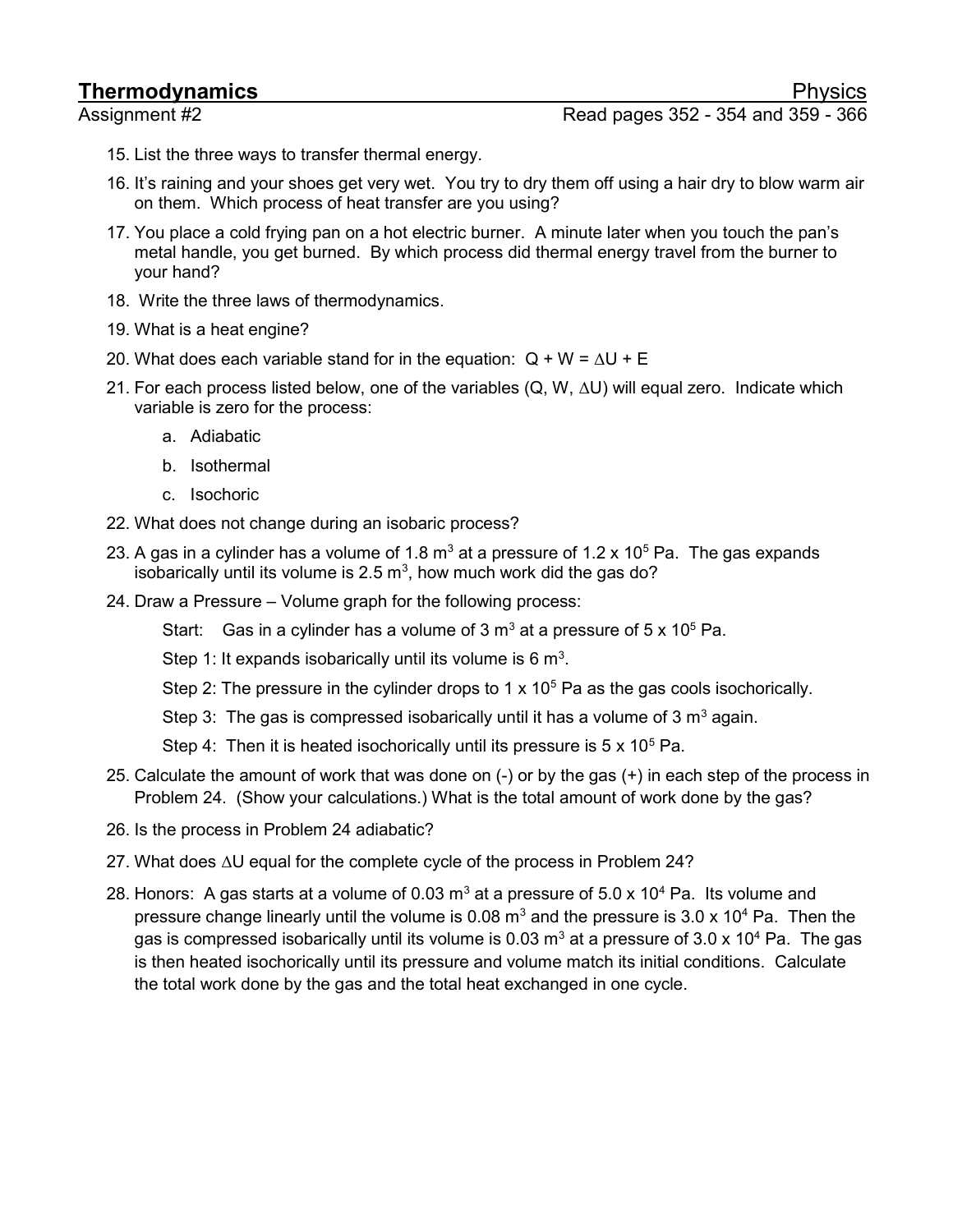## Thermodynamics Physics

Assignment #2 Read pages 352 - 354 and 359 - 366

15. List the three ways to transfer thermal energy.

16. It's raining and your shoes get very wet. You try to dry them off using a hair dry to blow warm air on them. Which process of heat transfer are you using?

17. You place a cold frying pan on a hot electric burner. A minute later when you touch the pan's metal handle, you get burned. By which process did thermal energy travel from the burner to your hand?

18. Write the three laws of thermodynamics.

19. What is a heat engine?

20. What does each variable stand for in the equation: $Q + W = \Delta U + E$

21. For each process listed below, one of the variables ($Q$, $W$, $\Delta U$) will equal zero. Indicate which variable is zero for the process:

    a. Adiabatic

    b. Isothermal

    c. Isochoric

22. What does not change during an isobaric process?

23. A gas in a cylinder has a volume of 1.8 $m^3$ at a pressure of $1.2 \times 10^5$ Pa. The gas expands isobarically until its volume is 2.5 $m^3$, how much work did the gas do?

24. Draw a Pressure – Volume graph for the following process:

    Start: Gas in a cylinder has a volume of 3 $m^3$ at a pressure of $5 \times 10^5$ Pa.

    Step 1: It expands isobarically until its volume is 6 $m^3$.

    Step 2: The pressure in the cylinder drops to $1 \times 10^5$ Pa as the gas cools isochorically.

    Step 3: The gas is compressed isobarically until it has a volume of 3 $m^3$ again.

    Step 4: Then it is heated isochorically until its pressure is $5 \times 10^5$ Pa.

25. Calculate the amount of work that was done on (-) or by the gas (+) in each step of the process in Problem 24. (Show your calculations.) What is the total amount of work done by the gas?

26. Is the process in Problem 24 adiabatic?

27. What does $\Delta U$ equal for the complete cycle of the process in Problem 24?

28. Honors: A gas starts at a volume of 0.03 $m^3$ at a pressure of $5.0 \times 10^4$ Pa. Its volume and pressure change linearly until the volume is 0.08 $m^3$ and the pressure is $3.0 \times 10^4$ Pa. Then the gas is compressed isobarically until its volume is 0.03 $m^3$ at a pressure of $3.0 \times 10^4$ Pa. The gas is then heated isochorically until its pressure and volume match its initial conditions. Calculate the total work done by the gas and the total heat exchanged in one cycle.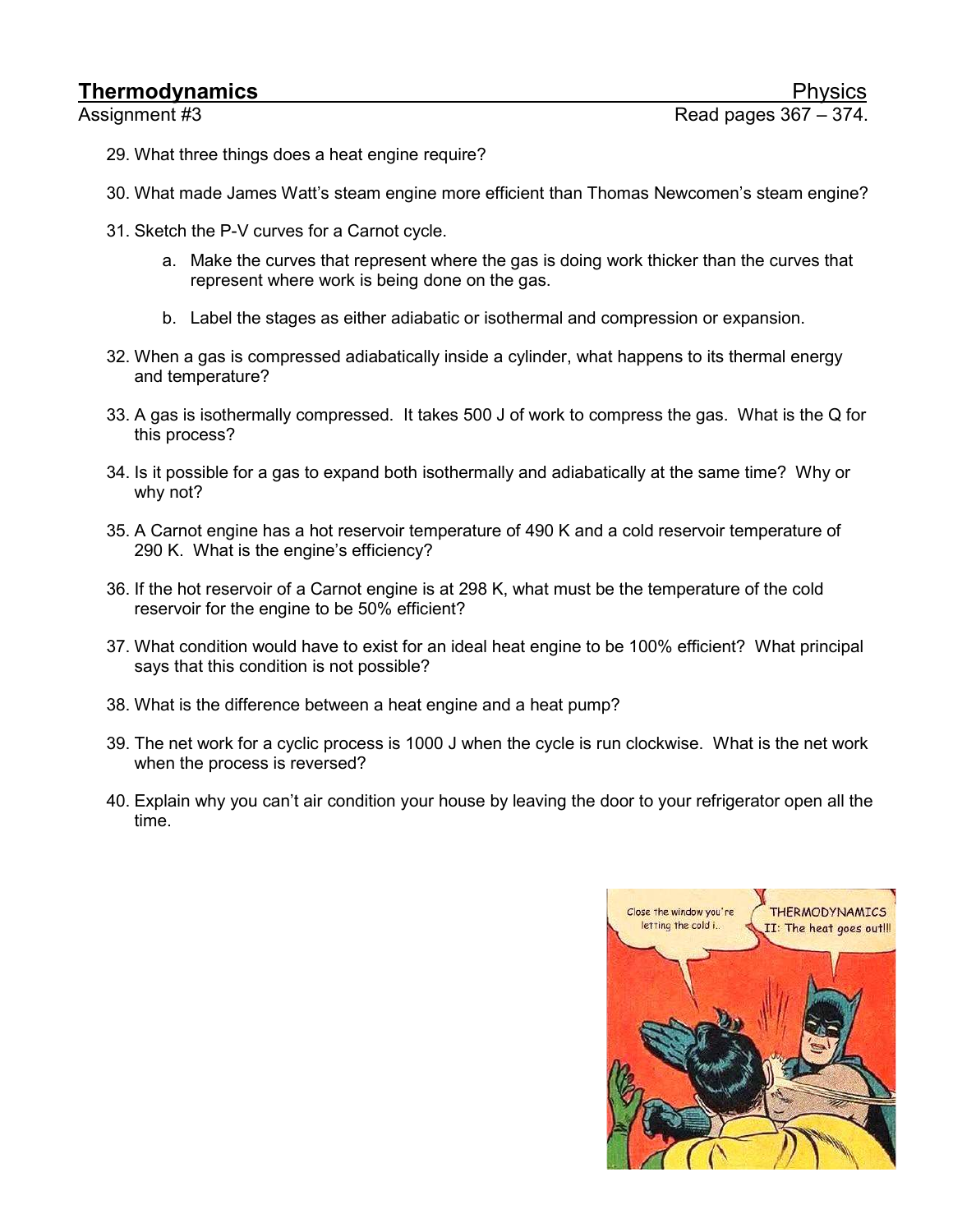# Thermodynamics — Physics

Assignment #3 — Read pages 367 – 374.

29. What three things does a heat engine require?

30. What made James Watt's steam engine more efficient than Thomas Newcomen's steam engine?

31. Sketch the P-V curves for a Carnot cycle.

    a. Make the curves that represent where the gas is doing work thicker than the curves that represent where work is being done on the gas.

    b. Label the stages as either adiabatic or isothermal and compression or expansion.

32. When a gas is compressed adiabatically inside a cylinder, what happens to its thermal energy and temperature?

33. A gas is isothermally compressed. It takes 500 J of work to compress the gas. What is the Q for this process?

34. Is it possible for a gas to expand both isothermally and adiabatically at the same time? Why or why not?

35. A Carnot engine has a hot reservoir temperature of 490 K and a cold reservoir temperature of 290 K. What is the engine's efficiency?

36. If the hot reservoir of a Carnot engine is at 298 K, what must be the temperature of the cold reservoir for the engine to be 50% efficient?

37. What condition would have to exist for an ideal heat engine to be 100% efficient? What principal says that this condition is not possible?

38. What is the difference between a heat engine and a heat pump?

39. The net work for a cyclic process is 1000 J when the cycle is run clockwise. What is the net work when the process is reversed?

40. Explain why you can't air condition your house by leaving the door to your refrigerator open all the time.